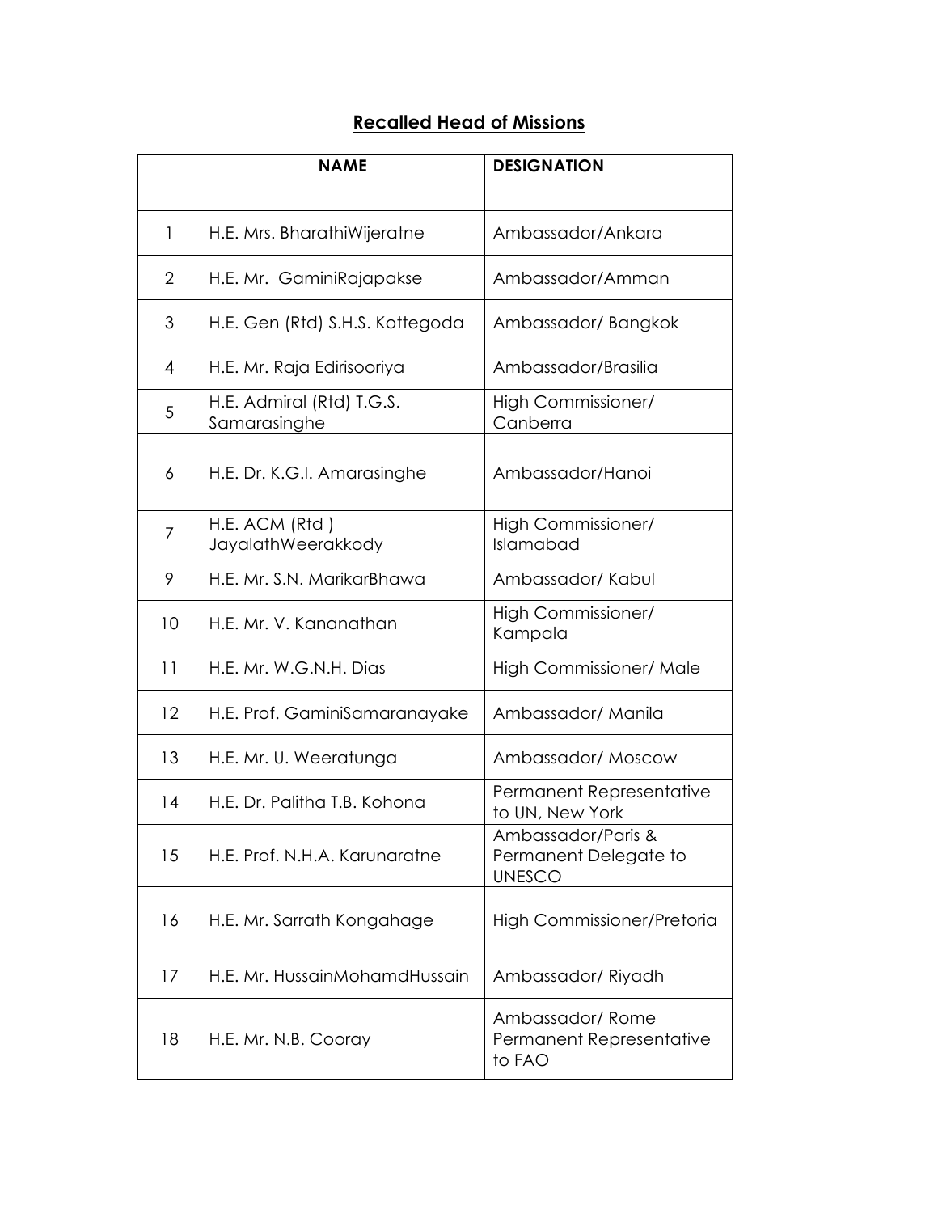## Recalled Head of Missions

| | NAME | DESIGNATION |
|---|---|---|
| 1 | H.E. Mrs. BharathiWijeratne | Ambassador/Ankara |
| 2 | H.E. Mr. GaminiRajapakse | Ambassador/Amman |
| 3 | H.E. Gen (Rtd) S.H.S. Kottegoda | Ambassador/ Bangkok |
| 4 | H.E. Mr. Raja Edirisooriya | Ambassador/Brasilia |
| 5 | H.E. Admiral (Rtd) T.G.S. Samarasinghe | High Commissioner/ Canberra |
| 6 | H.E. Dr. K.G.I. Amarasinghe | Ambassador/Hanoi |
| 7 | H.E. ACM (Rtd ) JayalathWeerakkody | High Commissioner/ Islamabad |
| 9 | H.E. Mr. S.N. MarikarBhawa | Ambassador/ Kabul |
| 10 | H.E. Mr. V. Kananathan | High Commissioner/ Kampala |
| 11 | H.E. Mr. W.G.N.H. Dias | High Commissioner/ Male |
| 12 | H.E. Prof. GaminiSamaranayake | Ambassador/ Manila |
| 13 | H.E. Mr. U. Weeratunga | Ambassador/ Moscow |
| 14 | H.E. Dr. Palitha T.B. Kohona | Permanent Representative to UN, New York |
| 15 | H.E. Prof. N.H.A. Karunaratne | Ambassador/Paris & Permanent Delegate to UNESCO |
| 16 | H.E. Mr. Sarrath Kongahage | High Commissioner/Pretoria |
| 17 | H.E. Mr. HussainMohamdHussain | Ambassador/ Riyadh |
| 18 | H.E. Mr. N.B. Cooray | Ambassador/ Rome Permanent Representative to FAO |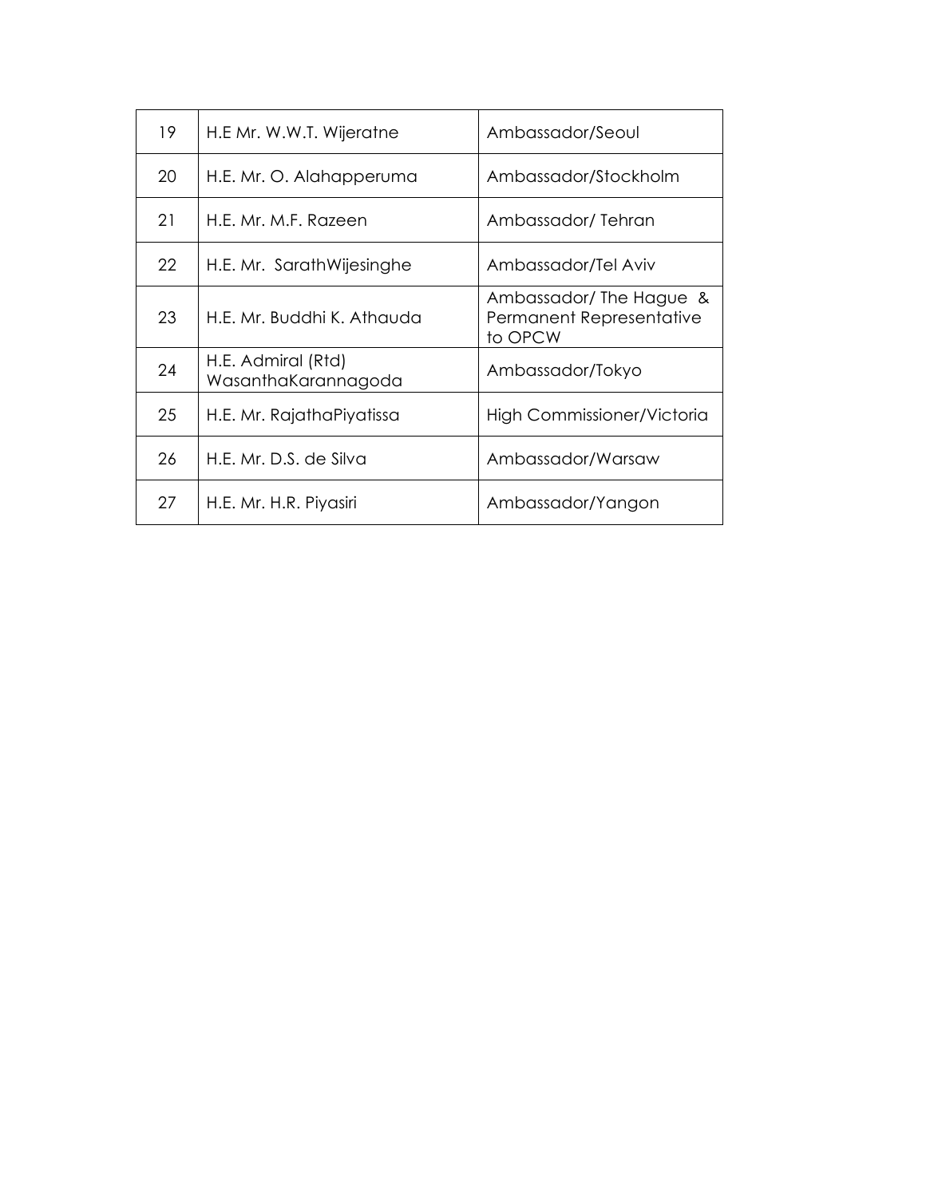| | | |
|---|---|---|
| 19 | H.E Mr. W.W.T. Wijeratne | Ambassador/Seoul |
| 20 | H.E. Mr. O. Alahapperuma | Ambassador/Stockholm |
| 21 | H.E. Mr. M.F. Razeen | Ambassador/ Tehran |
| 22 | H.E. Mr. SarathWijesinghe | Ambassador/Tel Aviv |
| 23 | H.E. Mr. Buddhi K. Athauda | Ambassador/ The Hague & Permanent Representative to OPCW |
| 24 | H.E. Admiral (Rtd) WasanthaKarannagoda | Ambassador/Tokyo |
| 25 | H.E. Mr. RajathaPiyatissa | High Commissioner/Victoria |
| 26 | H.E. Mr. D.S. de Silva | Ambassador/Warsaw |
| 27 | H.E. Mr. H.R. Piyasiri | Ambassador/Yangon |